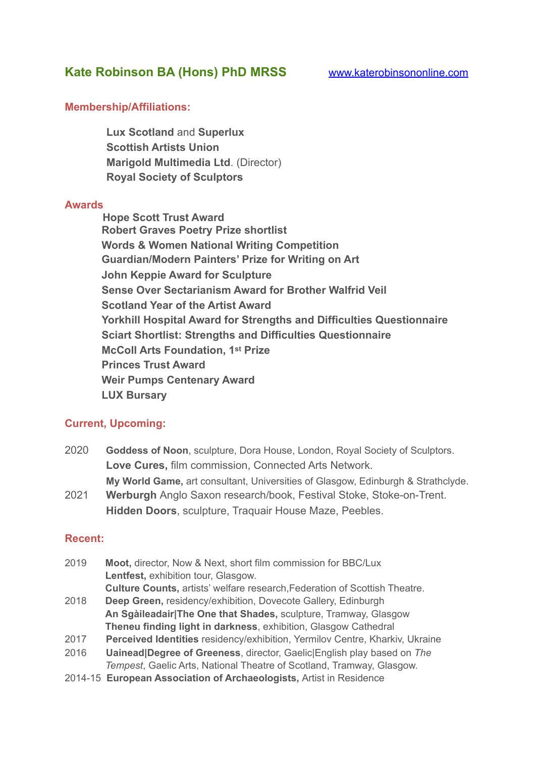# Kate Robinson BA (Hons) PhD MRSS

www.katerobinsononline.com

## Membership/Affiliations:

**Lux Scotland** and **Superlux**
**Scottish Artists Union**
**Marigold Multimedia Ltd**. (Director)
**Royal Society of Sculptors**

## Awards

**Hope Scott Trust Award**
**Robert Graves Poetry Prize shortlist**
**Words & Women National Writing Competition**
**Guardian/Modern Painters' Prize for Writing on Art**
**John Keppie Award for Sculpture**
**Sense Over Sectarianism Award for Brother Walfrid Veil**
**Scotland Year of the Artist Award**
**Yorkhill Hospital Award for Strengths and Difficulties Questionnaire**
**Sciart Shortlist: Strengths and Difficulties Questionnaire**
**McColl Arts Foundation, 1st Prize**
**Princes Trust Award**
**Weir Pumps Centenary Award**
**LUX Bursary**

## Current, Upcoming:

2020 **Goddess of Noon**, sculpture, Dora House, London, Royal Society of Sculptors.
**Love Cures,** film commission, Connected Arts Network.
**My World Game,** art consultant, Universities of Glasgow, Edinburgh & Strathclyde.

2021 **Werburgh** Anglo Saxon research/book, Festival Stoke, Stoke-on-Trent.
**Hidden Doors**, sculpture, Traquair House Maze, Peebles.

## Recent:

2019 **Moot,** director, Now & Next, short film commission for BBC/Lux
**Lentfest,** exhibition tour, Glasgow.
**Culture Counts,** artists' welfare research,Federation of Scottish Theatre.

2018 **Deep Green,** residency/exhibition, Dovecote Gallery, Edinburgh
**An Sgàileadair|The One that Shades,** sculpture, Tramway, Glasgow
**Theneu finding light in darkness**, exhibition, Glasgow Cathedral

2017 **Perceived Identities** residency/exhibition, Yermilov Centre, Kharkiv, Ukraine

2016 **Uainead|Degree of Greeness**, director, Gaelic|English play based on *The Tempest*, Gaelic Arts, National Theatre of Scotland, Tramway, Glasgow.

2014-15 **European Association of Archaeologists,** Artist in Residence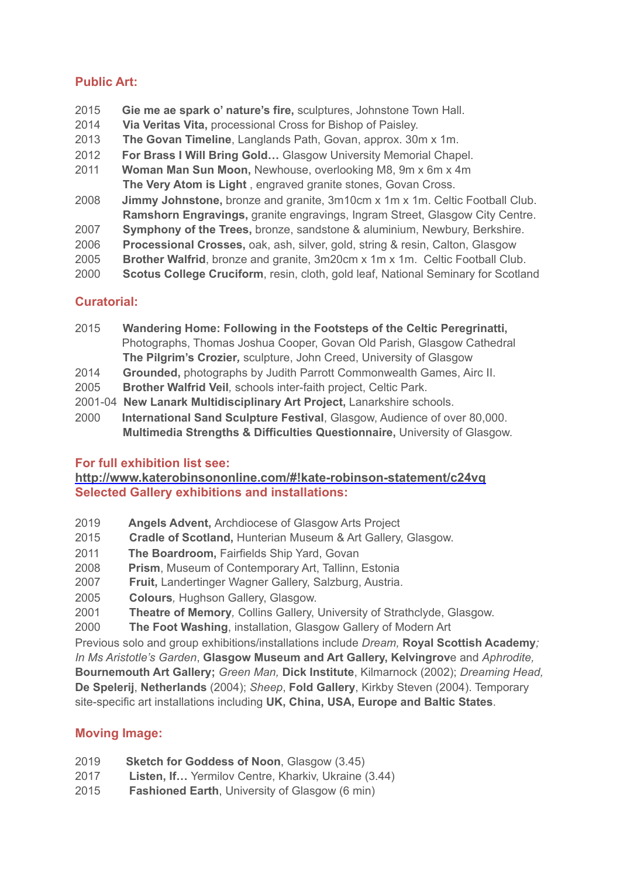## Public Art:

2015 **Gie me ae spark o' nature's fire,** sculptures, Johnstone Town Hall.
2014 **Via Veritas Vita,** processional Cross for Bishop of Paisley.
2013 **The Govan Timeline**, Langlands Path, Govan, approx. 30m x 1m.
2012 **For Brass I Will Bring Gold…** Glasgow University Memorial Chapel.
2011 **Woman Man Sun Moon,** Newhouse, overlooking M8, 9m x 6m x 4m
**The Very Atom is Light** , engraved granite stones, Govan Cross.
2008 **Jimmy Johnstone,** bronze and granite, 3m10cm x 1m x 1m. Celtic Football Club.
**Ramshorn Engravings,** granite engravings, Ingram Street, Glasgow City Centre.
2007 **Symphony of the Trees,** bronze, sandstone & aluminium, Newbury, Berkshire.
2006 **Processional Crosses,** oak, ash, silver, gold, string & resin, Calton, Glasgow
2005 **Brother Walfrid**, bronze and granite, 3m20cm x 1m x 1m. Celtic Football Club.
2000 **Scotus College Cruciform**, resin, cloth, gold leaf, National Seminary for Scotland

## Curatorial:

2015 **Wandering Home: Following in the Footsteps of the Celtic Peregrinatti,** Photographs, Thomas Joshua Cooper, Govan Old Parish, Glasgow Cathedral
**The Pilgrim's Crozier,** sculpture, John Creed, University of Glasgow
2014 **Grounded,** photographs by Judith Parrott Commonwealth Games, Airc II.
2005 **Brother Walfrid Veil**, schools inter-faith project, Celtic Park.
2001-04 **New Lanark Multidisciplinary Art Project,** Lanarkshire schools.
2000 **International Sand Sculpture Festival**, Glasgow, Audience of over 80,000.
**Multimedia Strengths & Difficulties Questionnaire,** University of Glasgow.

## For full exhibition list see:
**http://www.katerobinsononline.com/#!kate-robinson-statement/c24vq**

## Selected Gallery exhibitions and installations:

2019 **Angels Advent,** Archdiocese of Glasgow Arts Project
2015 **Cradle of Scotland,** Hunterian Museum & Art Gallery, Glasgow.
2011 **The Boardroom,** Fairfields Ship Yard, Govan
2008 **Prism**, Museum of Contemporary Art, Tallinn, Estonia
2007 **Fruit,** Landertinger Wagner Gallery, Salzburg, Austria.
2005 **Colours**, Hughson Gallery, Glasgow.
2001 **Theatre of Memory**, Collins Gallery, University of Strathclyde, Glasgow.
2000 **The Foot Washing**, installation, Glasgow Gallery of Modern Art

Previous solo and group exhibitions/installations include *Dream,* **Royal Scottish Academy***; In Ms Aristotle's Garden*, **Glasgow Museum and Art Gallery, Kelvingrove** and *Aphrodite,* **Bournemouth Art Gallery;** *Green Man,* **Dick Institute**, Kilmarnock (2002); *Dreaming Head,* **De Spelerij**, **Netherlands** (2004); *Sheep*, **Fold Gallery**, Kirkby Steven (2004). Temporary site-specific art installations including **UK, China, USA, Europe and Baltic States**.

## Moving Image:

2019 **Sketch for Goddess of Noon**, Glasgow (3.45)
2017 **Listen, If…** Yermilov Centre, Kharkiv, Ukraine (3.44)
2015 **Fashioned Earth**, University of Glasgow (6 min)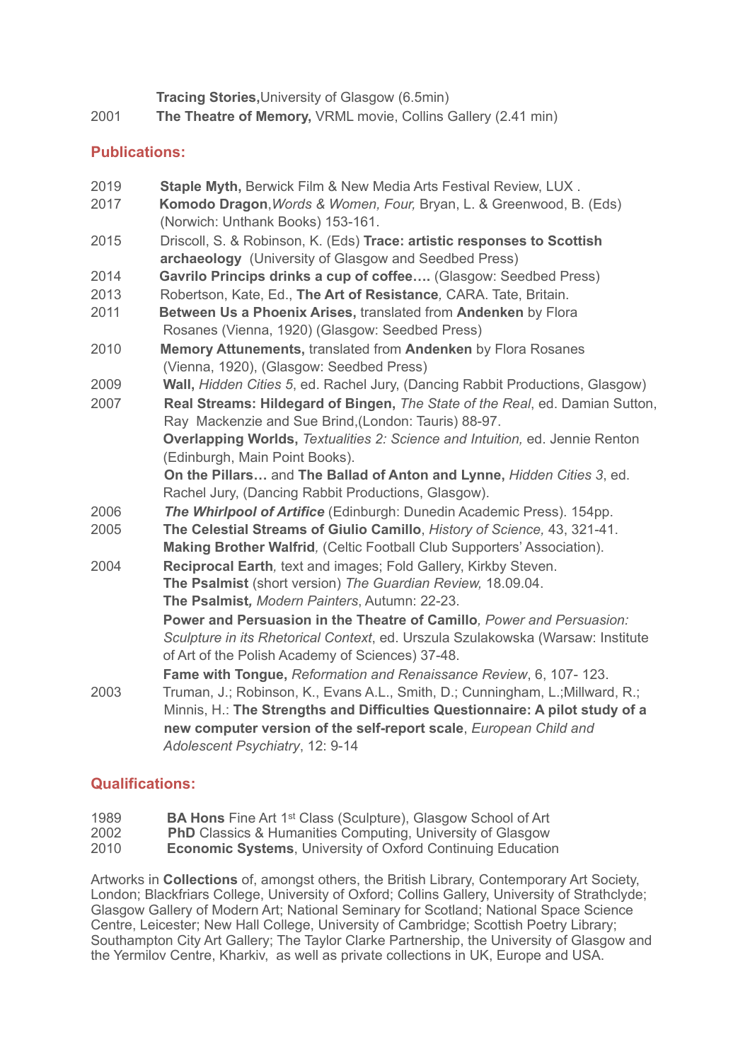**Tracing Stories,** University of Glasgow (6.5min)

2001 **The Theatre of Memory,** VRML movie, Collins Gallery (2.41 min)

## Publications:

2019 **Staple Myth,** Berwick Film & New Media Arts Festival Review, LUX .

2017 **Komodo Dragon**, *Words & Women, Four,* Bryan, L. & Greenwood, B. (Eds) (Norwich: Unthank Books) 153-161.

2015 Driscoll, S. & Robinson, K. (Eds) **Trace: artistic responses to Scottish archaeology** (University of Glasgow and Seedbed Press)

2014 **Gavrilo Princips drinks a cup of coffee….** (Glasgow: Seedbed Press)

2013 Robertson, Kate, Ed., **The Art of Resistance**, CARA. Tate, Britain.

2011 **Between Us a Phoenix Arises,** translated from **Andenken** by Flora Rosanes (Vienna, 1920) (Glasgow: Seedbed Press)

2010 **Memory Attunements,** translated from **Andenken** by Flora Rosanes (Vienna, 1920), (Glasgow: Seedbed Press)

2009 **Wall,** *Hidden Cities 5*, ed. Rachel Jury, (Dancing Rabbit Productions, Glasgow)

2007 **Real Streams: Hildegard of Bingen,** *The State of the Real*, ed. Damian Sutton, Ray Mackenzie and Sue Brind,(London: Tauris) 88-97.
**Overlapping Worlds,** *Textualities 2: Science and Intuition,* ed. Jennie Renton (Edinburgh, Main Point Books).
**On the Pillars…** and **The Ballad of Anton and Lynne,** *Hidden Cities 3*, ed. Rachel Jury, (Dancing Rabbit Productions, Glasgow).

2006 ***The Whirlpool of Artifice*** (Edinburgh: Dunedin Academic Press). 154pp.

2005 **The Celestial Streams of Giulio Camillo**, *History of Science,* 43, 321-41.
**Making Brother Walfrid***,* (Celtic Football Club Supporters' Association).

2004 **Reciprocal Earth***,* text and images; Fold Gallery, Kirkby Steven.
**The Psalmist** (short version) *The Guardian Review,* 18.09.04.
**The Psalmist***, Modern Painters*, Autumn: 22-23.
**Power and Persuasion in the Theatre of Camillo***, Power and Persuasion: Sculpture in its Rhetorical Context*, ed. Urszula Szulakowska (Warsaw: Institute of Art of the Polish Academy of Sciences) 37-48.
**Fame with Tongue,** *Reformation and Renaissance Review*, 6, 107- 123.

2003 Truman, J.; Robinson, K., Evans A.L., Smith, D.; Cunningham, L.;Millward, R.; Minnis, H.: **The Strengths and Difficulties Questionnaire: A pilot study of a new computer version of the self-report scale**, *European Child and Adolescent Psychiatry*, 12: 9-14

## Qualifications:

1989 **BA Hons** Fine Art 1st Class (Sculpture), Glasgow School of Art

2002 **PhD** Classics & Humanities Computing, University of Glasgow

2010 **Economic Systems**, University of Oxford Continuing Education

Artworks in **Collections** of, amongst others, the British Library, Contemporary Art Society, London; Blackfriars College, University of Oxford; Collins Gallery, University of Strathclyde; Glasgow Gallery of Modern Art; National Seminary for Scotland; National Space Science Centre, Leicester; New Hall College, University of Cambridge; Scottish Poetry Library; Southampton City Art Gallery; The Taylor Clarke Partnership, the University of Glasgow and the Yermilov Centre, Kharkiv, as well as private collections in UK, Europe and USA.